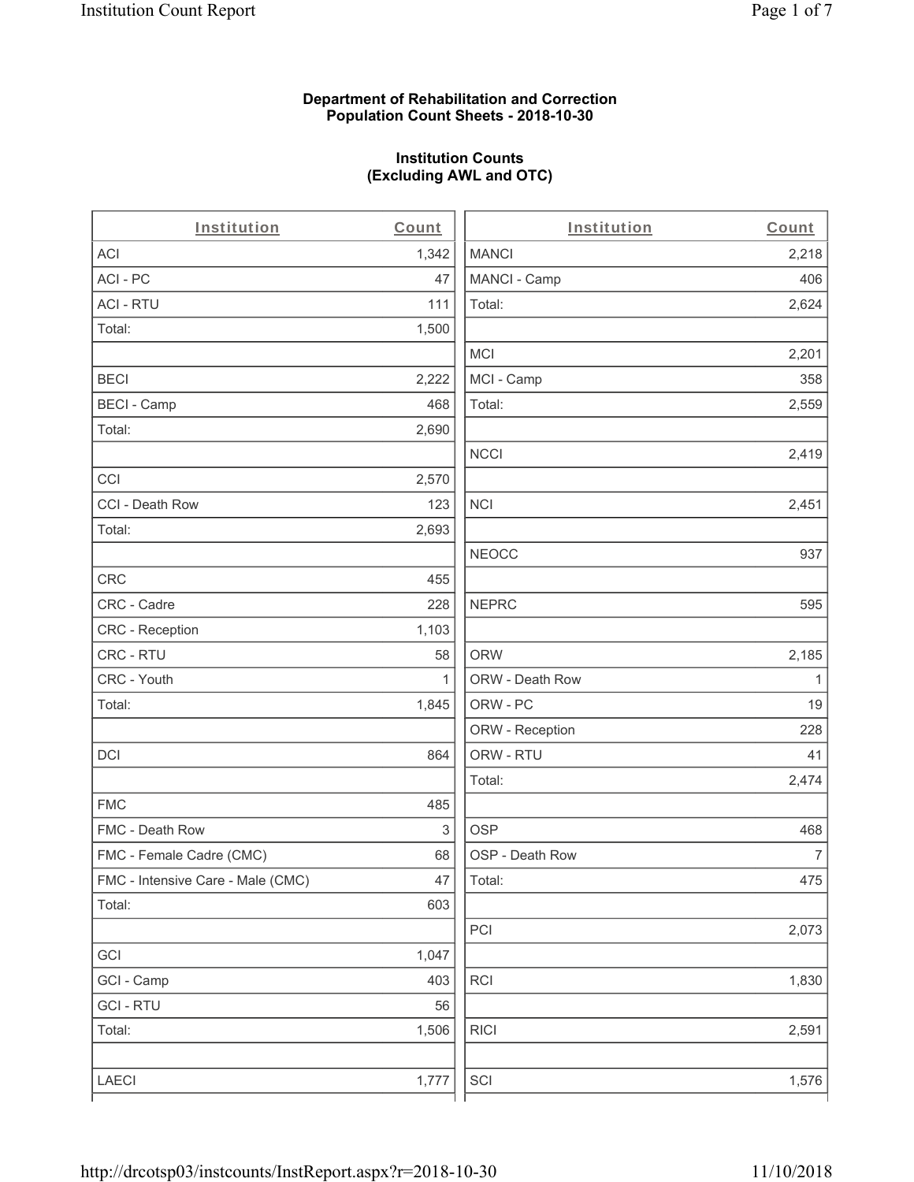**Department of Rehabilitation and Correction**
**Population Count Sheets - 2018-10-30**

**Institution Counts**
**(Excluding AWL and OTC)**

| Institution | Count |
|---|---|
| ACI | 1,342 |
| ACI - PC | 47 |
| ACI - RTU | 111 |
| Total: | 1,500 |
| | |
| BECI | 2,222 |
| BECI - Camp | 468 |
| Total: | 2,690 |
| | |
| CCI | 2,570 |
| CCI - Death Row | 123 |
| Total: | 2,693 |
| | |
| CRC | 455 |
| CRC - Cadre | 228 |
| CRC - Reception | 1,103 |
| CRC - RTU | 58 |
| CRC - Youth | 1 |
| Total: | 1,845 |
| | |
| DCI | 864 |
| | |
| FMC | 485 |
| FMC - Death Row | 3 |
| FMC - Female Cadre (CMC) | 68 |
| FMC - Intensive Care - Male (CMC) | 47 |
| Total: | 603 |
| | |
| GCI | 1,047 |
| GCI - Camp | 403 |
| GCI - RTU | 56 |
| Total: | 1,506 |
| | |
| LAECI | 1,777 |

| Institution | Count |
|---|---|
| MANCI | 2,218 |
| MANCI - Camp | 406 |
| Total: | 2,624 |
| | |
| MCI | 2,201 |
| MCI - Camp | 358 |
| Total: | 2,559 |
| | |
| NCCI | 2,419 |
| | |
| NCI | 2,451 |
| | |
| NEOCC | 937 |
| | |
| NEPRC | 595 |
| | |
| ORW | 2,185 |
| ORW - Death Row | 1 |
| ORW - PC | 19 |
| ORW - Reception | 228 |
| ORW - RTU | 41 |
| Total: | 2,474 |
| | |
| OSP | 468 |
| OSP - Death Row | 7 |
| Total: | 475 |
| | |
| PCI | 2,073 |
| | |
| RCI | 1,830 |
| | |
| RICI | 2,591 |
| | |
| SCI | 1,576 |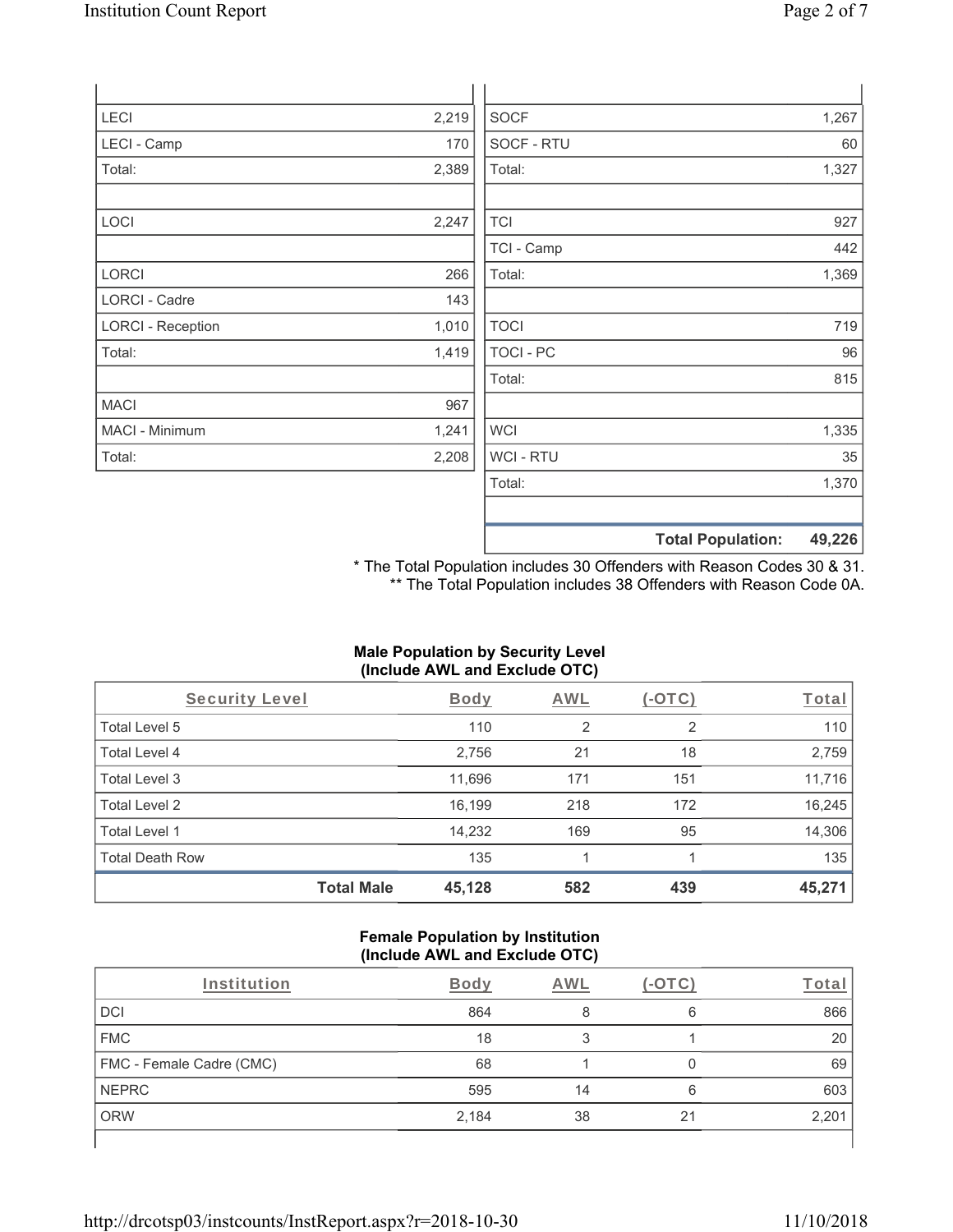| | |
|---|---|
| LECI | 2,219 |
| LECI - Camp | 170 |
| Total: | 2,389 |
| | |
| LOCI | 2,247 |
| | |
| LORCI | 266 |
| LORCI - Cadre | 143 |
| LORCI - Reception | 1,010 |
| Total: | 1,419 |
| | |
| MACI | 967 |
| MACI - Minimum | 1,241 |
| Total: | 2,208 |

| | |
|---|---|
| SOCF | 1,267 |
| SOCF - RTU | 60 |
| Total: | 1,327 |
| | |
| TCI | 927 |
| TCI - Camp | 442 |
| Total: | 1,369 |
| | |
| TOCI | 719 |
| TOCI - PC | 96 |
| Total: | 815 |
| | |
| WCI | 1,335 |
| WCI - RTU | 35 |
| Total: | 1,370 |
| | |
| **Total Population:** | **49,226** |

\* The Total Population includes 30 Offenders with Reason Codes 30 & 31.
\*\* The Total Population includes 38 Offenders with Reason Code 0A.

**Male Population by Security Level (Include AWL and Exclude OTC)**

| Security Level | Body | AWL | (-OTC) | Total |
|---|---|---|---|---|
| Total Level 5 | 110 | 2 | 2 | 110 |
| Total Level 4 | 2,756 | 21 | 18 | 2,759 |
| Total Level 3 | 11,696 | 171 | 151 | 11,716 |
| Total Level 2 | 16,199 | 218 | 172 | 16,245 |
| Total Level 1 | 14,232 | 169 | 95 | 14,306 |
| Total Death Row | 135 | 1 | 1 | 135 |
| **Total Male** | **45,128** | **582** | **439** | **45,271** |

**Female Population by Institution (Include AWL and Exclude OTC)**

| Institution | Body | AWL | (-OTC) | Total |
|---|---|---|---|---|
| DCI | 864 | 8 | 6 | 866 |
| FMC | 18 | 3 | 1 | 20 |
| FMC - Female Cadre (CMC) | 68 | 1 | 0 | 69 |
| NEPRC | 595 | 14 | 6 | 603 |
| ORW | 2,184 | 38 | 21 | 2,201 |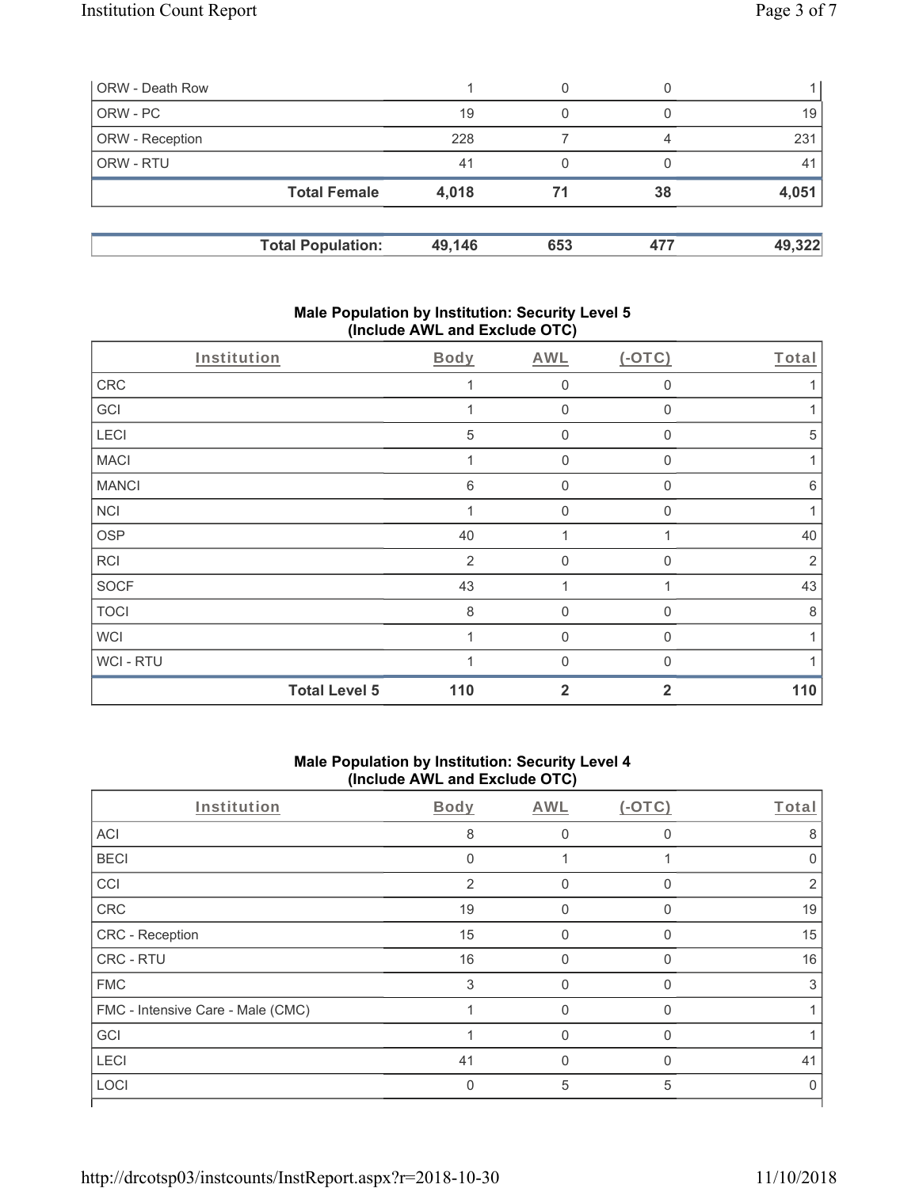| ORW - Death Row | 1 | 0 | 0 | 1 |
|---|---|---|---|---|
| ORW - PC | 19 | 0 | 0 | 19 |
| ORW - Reception | 228 | 7 | 4 | 231 |
| ORW - RTU | 41 | 0 | 0 | 41 |
| **Total Female** | **4,018** | **71** | **38** | **4,051** |

| **Total Population:** | **49,146** | **653** | **477** | **49,322** |
|---|---|---|---|---|

## Male Population by Institution: Security Level 5 (Include AWL and Exclude OTC)

| Institution | Body | AWL | (-OTC) | Total |
|---|---|---|---|---|
| CRC | 1 | 0 | 0 | 1 |
| GCI | 1 | 0 | 0 | 1 |
| LECI | 5 | 0 | 0 | 5 |
| MACI | 1 | 0 | 0 | 1 |
| MANCI | 6 | 0 | 0 | 6 |
| NCI | 1 | 0 | 0 | 1 |
| OSP | 40 | 1 | 1 | 40 |
| RCI | 2 | 0 | 0 | 2 |
| SOCF | 43 | 1 | 1 | 43 |
| TOCI | 8 | 0 | 0 | 8 |
| WCI | 1 | 0 | 0 | 1 |
| WCI - RTU | 1 | 0 | 0 | 1 |
| **Total Level 5** | **110** | **2** | **2** | **110** |

## Male Population by Institution: Security Level 4 (Include AWL and Exclude OTC)

| Institution | Body | AWL | (-OTC) | Total |
|---|---|---|---|---|
| ACI | 8 | 0 | 0 | 8 |
| BECI | 0 | 1 | 1 | 0 |
| CCI | 2 | 0 | 0 | 2 |
| CRC | 19 | 0 | 0 | 19 |
| CRC - Reception | 15 | 0 | 0 | 15 |
| CRC - RTU | 16 | 0 | 0 | 16 |
| FMC | 3 | 0 | 0 | 3 |
| FMC - Intensive Care - Male (CMC) | 1 | 0 | 0 | 1 |
| GCI | 1 | 0 | 0 | 1 |
| LECI | 41 | 0 | 0 | 41 |
| LOCI | 0 | 5 | 5 | 0 |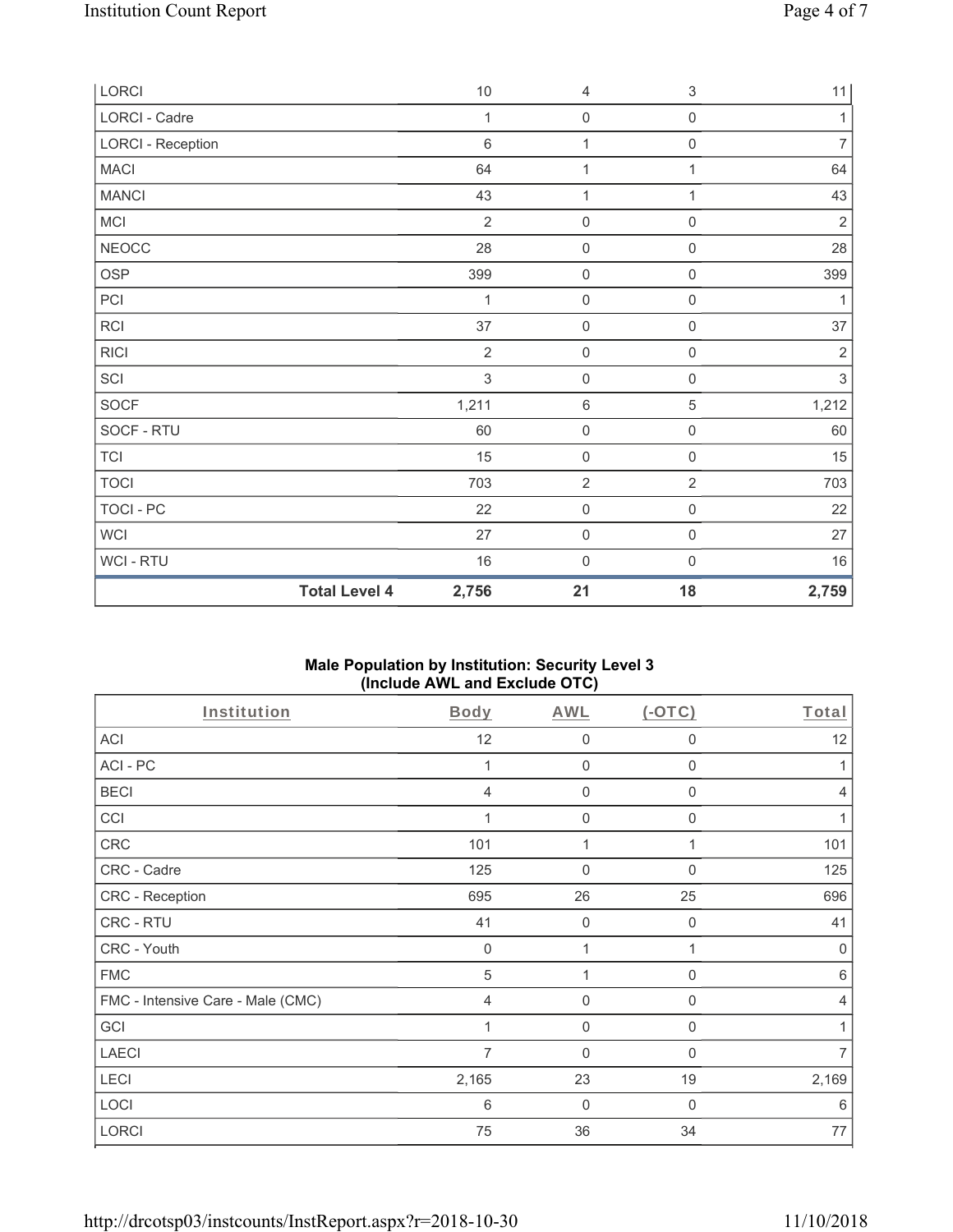| | Body | AWL | (-OTC) | Total |
|---|---|---|---|---|
| LORCI | 10 | 4 | 3 | 11 |
| LORCI - Cadre | 1 | 0 | 0 | 1 |
| LORCI - Reception | 6 | 1 | 0 | 7 |
| MACI | 64 | 1 | 1 | 64 |
| MANCI | 43 | 1 | 1 | 43 |
| MCI | 2 | 0 | 0 | 2 |
| NEOCC | 28 | 0 | 0 | 28 |
| OSP | 399 | 0 | 0 | 399 |
| PCI | 1 | 0 | 0 | 1 |
| RCI | 37 | 0 | 0 | 37 |
| RICI | 2 | 0 | 0 | 2 |
| SCI | 3 | 0 | 0 | 3 |
| SOCF | 1,211 | 6 | 5 | 1,212 |
| SOCF - RTU | 60 | 0 | 0 | 60 |
| TCI | 15 | 0 | 0 | 15 |
| TOCI | 703 | 2 | 2 | 703 |
| TOCI - PC | 22 | 0 | 0 | 22 |
| WCI | 27 | 0 | 0 | 27 |
| WCI - RTU | 16 | 0 | 0 | 16 |
| **Total Level 4** | **2,756** | **21** | **18** | **2,759** |

## Male Population by Institution: Security Level 3
## (Include AWL and Exclude OTC)

| Institution | Body | AWL | (-OTC) | Total |
|---|---|---|---|---|
| ACI | 12 | 0 | 0 | 12 |
| ACI - PC | 1 | 0 | 0 | 1 |
| BECI | 4 | 0 | 0 | 4 |
| CCI | 1 | 0 | 0 | 1 |
| CRC | 101 | 1 | 1 | 101 |
| CRC - Cadre | 125 | 0 | 0 | 125 |
| CRC - Reception | 695 | 26 | 25 | 696 |
| CRC - RTU | 41 | 0 | 0 | 41 |
| CRC - Youth | 0 | 1 | 1 | 0 |
| FMC | 5 | 1 | 0 | 6 |
| FMC - Intensive Care - Male (CMC) | 4 | 0 | 0 | 4 |
| GCI | 1 | 0 | 0 | 1 |
| LAECI | 7 | 0 | 0 | 7 |
| LECI | 2,165 | 23 | 19 | 2,169 |
| LOCI | 6 | 0 | 0 | 6 |
| LORCI | 75 | 36 | 34 | 77 |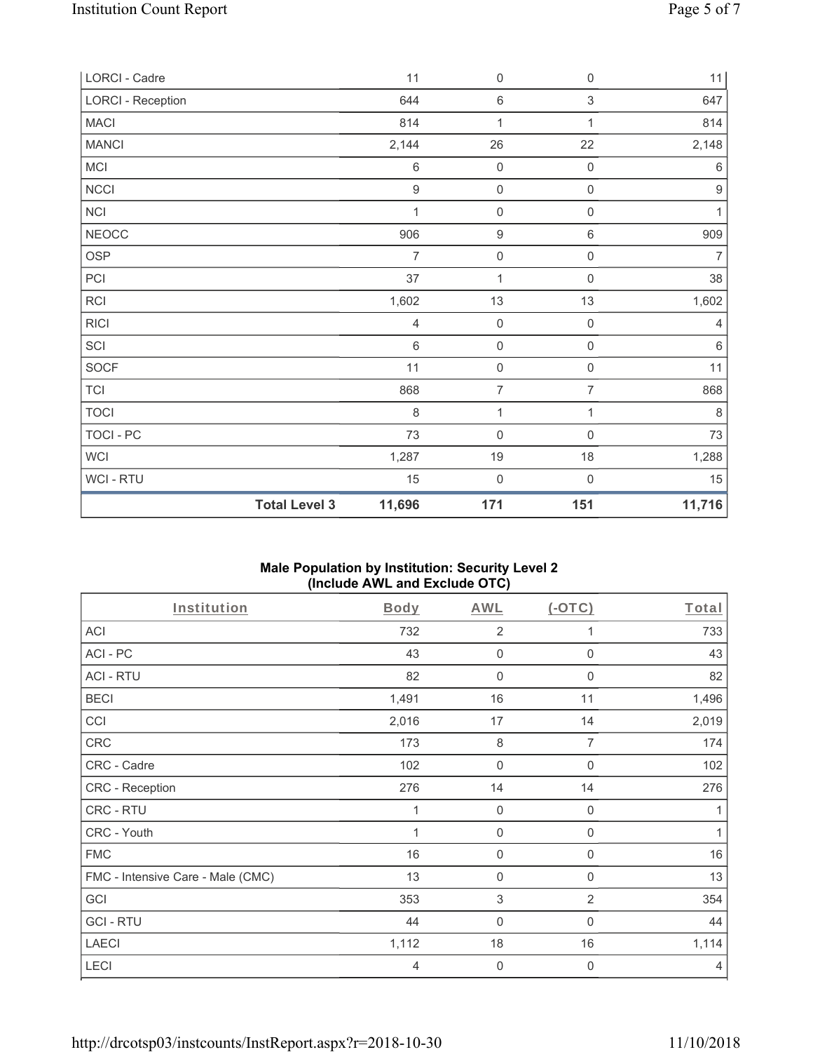| LORCI - Cadre | | 11 | 0 | 0 | 11 |
|---|---|---|---|---|---|
| LORCI - Reception | | 644 | 6 | 3 | 647 |
| MACI | | 814 | 1 | 1 | 814 |
| MANCI | | 2,144 | 26 | 22 | 2,148 |
| MCI | | 6 | 0 | 0 | 6 |
| NCCI | | 9 | 0 | 0 | 9 |
| NCI | | 1 | 0 | 0 | 1 |
| NEOCC | | 906 | 9 | 6 | 909 |
| OSP | | 7 | 0 | 0 | 7 |
| PCI | | 37 | 1 | 0 | 38 |
| RCI | | 1,602 | 13 | 13 | 1,602 |
| RICI | | 4 | 0 | 0 | 4 |
| SCI | | 6 | 0 | 0 | 6 |
| SOCF | | 11 | 0 | 0 | 11 |
| TCI | | 868 | 7 | 7 | 868 |
| TOCI | | 8 | 1 | 1 | 8 |
| TOCI - PC | | 73 | 0 | 0 | 73 |
| WCI | | 1,287 | 19 | 18 | 1,288 |
| WCI - RTU | | 15 | 0 | 0 | 15 |
| | **Total Level 3** | **11,696** | **171** | **151** | **11,716** |

## Male Population by Institution: Security Level 2 (Include AWL and Exclude OTC)

| Institution | Body | AWL | (-OTC) | Total |
|---|---|---|---|---|
| ACI | 732 | 2 | 1 | 733 |
| ACI - PC | 43 | 0 | 0 | 43 |
| ACI - RTU | 82 | 0 | 0 | 82 |
| BECI | 1,491 | 16 | 11 | 1,496 |
| CCI | 2,016 | 17 | 14 | 2,019 |
| CRC | 173 | 8 | 7 | 174 |
| CRC - Cadre | 102 | 0 | 0 | 102 |
| CRC - Reception | 276 | 14 | 14 | 276 |
| CRC - RTU | 1 | 0 | 0 | 1 |
| CRC - Youth | 1 | 0 | 0 | 1 |
| FMC | 16 | 0 | 0 | 16 |
| FMC - Intensive Care - Male (CMC) | 13 | 0 | 0 | 13 |
| GCI | 353 | 3 | 2 | 354 |
| GCI - RTU | 44 | 0 | 0 | 44 |
| LAECI | 1,112 | 18 | 16 | 1,114 |
| LECI | 4 | 0 | 0 | 4 |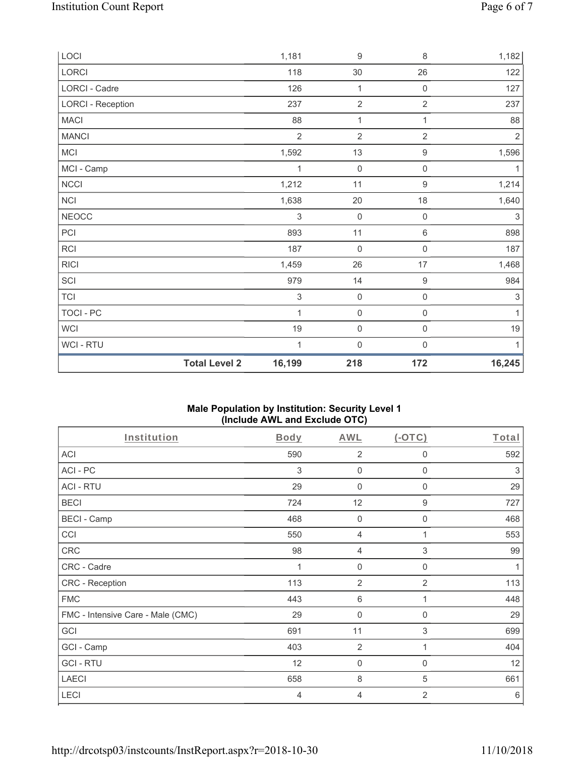| | Body | AWL | (-OTC) | Total |
|---|---|---|---|---|
| LOCI | 1,181 | 9 | 8 | 1,182 |
| LORCI | 118 | 30 | 26 | 122 |
| LORCI - Cadre | 126 | 1 | 0 | 127 |
| LORCI - Reception | 237 | 2 | 2 | 237 |
| MACI | 88 | 1 | 1 | 88 |
| MANCI | 2 | 2 | 2 | 2 |
| MCI | 1,592 | 13 | 9 | 1,596 |
| MCI - Camp | 1 | 0 | 0 | 1 |
| NCCI | 1,212 | 11 | 9 | 1,214 |
| NCI | 1,638 | 20 | 18 | 1,640 |
| NEOCC | 3 | 0 | 0 | 3 |
| PCI | 893 | 11 | 6 | 898 |
| RCI | 187 | 0 | 0 | 187 |
| RICI | 1,459 | 26 | 17 | 1,468 |
| SCI | 979 | 14 | 9 | 984 |
| TCI | 3 | 0 | 0 | 3 |
| TOCI - PC | 1 | 0 | 0 | 1 |
| WCI | 19 | 0 | 0 | 19 |
| WCI - RTU | 1 | 0 | 0 | 1 |
| **Total Level 2** | **16,199** | **218** | **172** | **16,245** |

### Male Population by Institution: Security Level 1 (Include AWL and Exclude OTC)

| Institution | Body | AWL | (-OTC) | Total |
|---|---|---|---|---|
| ACI | 590 | 2 | 0 | 592 |
| ACI - PC | 3 | 0 | 0 | 3 |
| ACI - RTU | 29 | 0 | 0 | 29 |
| BECI | 724 | 12 | 9 | 727 |
| BECI - Camp | 468 | 0 | 0 | 468 |
| CCI | 550 | 4 | 1 | 553 |
| CRC | 98 | 4 | 3 | 99 |
| CRC - Cadre | 1 | 0 | 0 | 1 |
| CRC - Reception | 113 | 2 | 2 | 113 |
| FMC | 443 | 6 | 1 | 448 |
| FMC - Intensive Care - Male (CMC) | 29 | 0 | 0 | 29 |
| GCI | 691 | 11 | 3 | 699 |
| GCI - Camp | 403 | 2 | 1 | 404 |
| GCI - RTU | 12 | 0 | 0 | 12 |
| LAECI | 658 | 8 | 5 | 661 |
| LECI | 4 | 4 | 2 | 6 |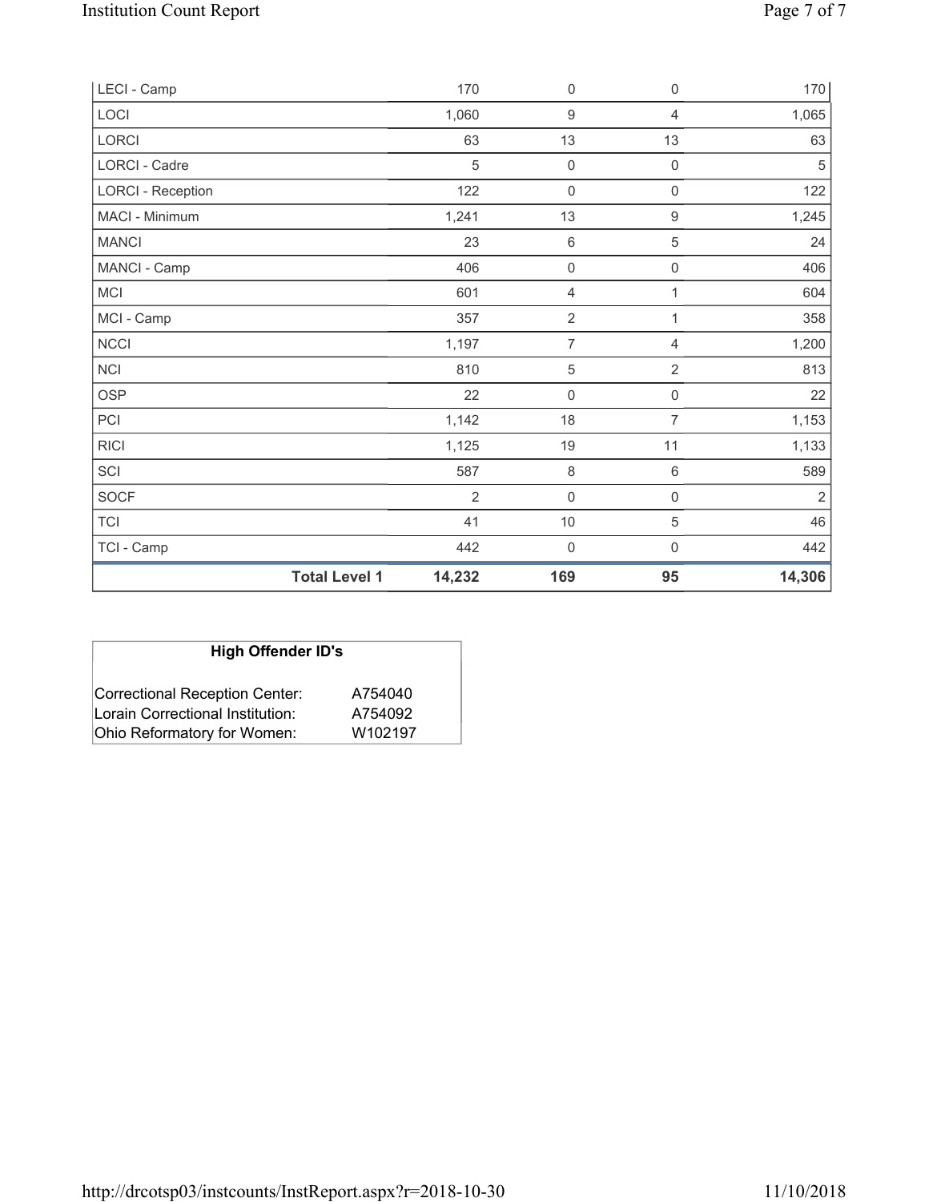| | | | | |
|---|---|---|---|---|
| LECI - Camp | 170 | 0 | 0 | 170 |
| LOCI | 1,060 | 9 | 4 | 1,065 |
| LORCI | 63 | 13 | 13 | 63 |
| LORCI - Cadre | 5 | 0 | 0 | 5 |
| LORCI - Reception | 122 | 0 | 0 | 122 |
| MACI - Minimum | 1,241 | 13 | 9 | 1,245 |
| MANCI | 23 | 6 | 5 | 24 |
| MANCI - Camp | 406 | 0 | 0 | 406 |
| MCI | 601 | 4 | 1 | 604 |
| MCI - Camp | 357 | 2 | 1 | 358 |
| NCCI | 1,197 | 7 | 4 | 1,200 |
| NCI | 810 | 5 | 2 | 813 |
| OSP | 22 | 0 | 0 | 22 |
| PCI | 1,142 | 18 | 7 | 1,153 |
| RICI | 1,125 | 19 | 11 | 1,133 |
| SCI | 587 | 8 | 6 | 589 |
| SOCF | 2 | 0 | 0 | 2 |
| TCI | 41 | 10 | 5 | 46 |
| TCI - Camp | 442 | 0 | 0 | 442 |
| **Total Level 1** | **14,232** | **169** | **95** | **14,306** |

| High Offender ID's | |
|---|---|
| Correctional Reception Center: | A754040 |
| Lorain Correctional Institution: | A754092 |
| Ohio Reformatory for Women: | W102197 |